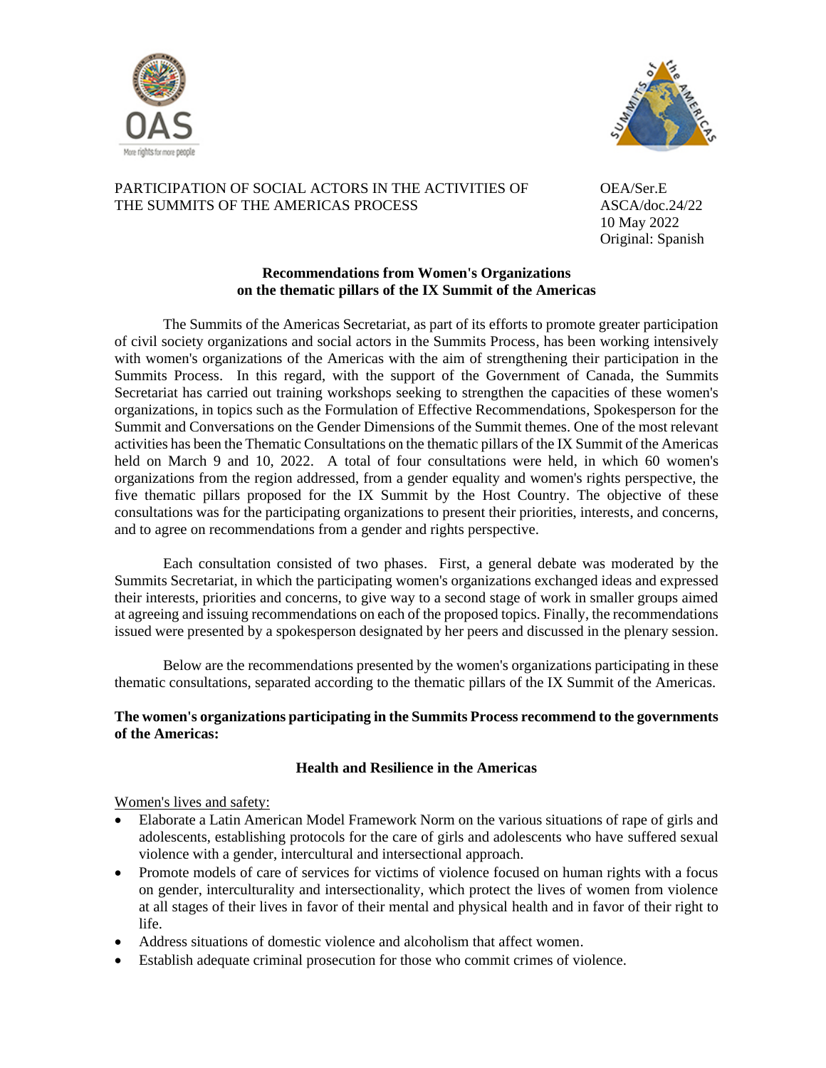PARTICIPATION OF SOCIAL ACTORS IN THE ACTIVITIES OF THE SUMMITS OF THE AMERICAS PROCESS

OEA/Ser.E
ASCA/doc.24/22
10 May 2022
Original: Spanish

## Recommendations from Women's Organizations on the thematic pillars of the IX Summit of the Americas

The Summits of the Americas Secretariat, as part of its efforts to promote greater participation of civil society organizations and social actors in the Summits Process, has been working intensively with women's organizations of the Americas with the aim of strengthening their participation in the Summits Process. In this regard, with the support of the Government of Canada, the Summits Secretariat has carried out training workshops seeking to strengthen the capacities of these women's organizations, in topics such as the Formulation of Effective Recommendations, Spokesperson for the Summit and Conversations on the Gender Dimensions of the Summit themes. One of the most relevant activities has been the Thematic Consultations on the thematic pillars of the IX Summit of the Americas held on March 9 and 10, 2022. A total of four consultations were held, in which 60 women's organizations from the region addressed, from a gender equality and women's rights perspective, the five thematic pillars proposed for the IX Summit by the Host Country. The objective of these consultations was for the participating organizations to present their priorities, interests, and concerns, and to agree on recommendations from a gender and rights perspective.

Each consultation consisted of two phases. First, a general debate was moderated by the Summits Secretariat, in which the participating women's organizations exchanged ideas and expressed their interests, priorities and concerns, to give way to a second stage of work in smaller groups aimed at agreeing and issuing recommendations on each of the proposed topics. Finally, the recommendations issued were presented by a spokesperson designated by her peers and discussed in the plenary session.

Below are the recommendations presented by the women's organizations participating in these thematic consultations, separated according to the thematic pillars of the IX Summit of the Americas.

**The women's organizations participating in the Summits Process recommend to the governments of the Americas:**

### Health and Resilience in the Americas

Women's lives and safety:

- Elaborate a Latin American Model Framework Norm on the various situations of rape of girls and adolescents, establishing protocols for the care of girls and adolescents who have suffered sexual violence with a gender, intercultural and intersectional approach.
- Promote models of care of services for victims of violence focused on human rights with a focus on gender, interculturality and intersectionality, which protect the lives of women from violence at all stages of their lives in favor of their mental and physical health and in favor of their right to life.
- Address situations of domestic violence and alcoholism that affect women.
- Establish adequate criminal prosecution for those who commit crimes of violence.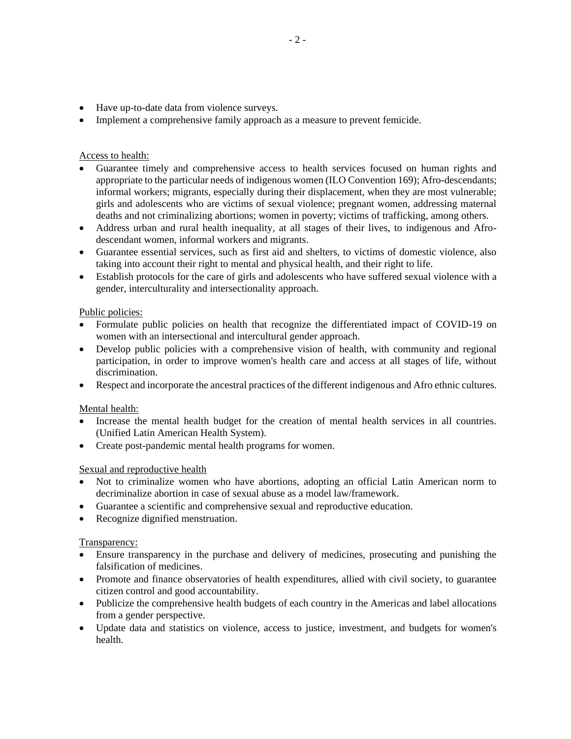- Have up-to-date data from violence surveys.
- Implement a comprehensive family approach as a measure to prevent femicide.

Access to health:

- Guarantee timely and comprehensive access to health services focused on human rights and appropriate to the particular needs of indigenous women (ILO Convention 169); Afro-descendants; informal workers; migrants, especially during their displacement, when they are most vulnerable; girls and adolescents who are victims of sexual violence; pregnant women, addressing maternal deaths and not criminalizing abortions; women in poverty; victims of trafficking, among others.
- Address urban and rural health inequality, at all stages of their lives, to indigenous and Afro-descendant women, informal workers and migrants.
- Guarantee essential services, such as first aid and shelters, to victims of domestic violence, also taking into account their right to mental and physical health, and their right to life.
- Establish protocols for the care of girls and adolescents who have suffered sexual violence with a gender, interculturality and intersectionality approach.

Public policies:

- Formulate public policies on health that recognize the differentiated impact of COVID-19 on women with an intersectional and intercultural gender approach.
- Develop public policies with a comprehensive vision of health, with community and regional participation, in order to improve women's health care and access at all stages of life, without discrimination.
- Respect and incorporate the ancestral practices of the different indigenous and Afro ethnic cultures.

Mental health:

- Increase the mental health budget for the creation of mental health services in all countries. (Unified Latin American Health System).
- Create post-pandemic mental health programs for women.

Sexual and reproductive health

- Not to criminalize women who have abortions, adopting an official Latin American norm to decriminalize abortion in case of sexual abuse as a model law/framework.
- Guarantee a scientific and comprehensive sexual and reproductive education.
- Recognize dignified menstruation.

Transparency:

- Ensure transparency in the purchase and delivery of medicines, prosecuting and punishing the falsification of medicines.
- Promote and finance observatories of health expenditures, allied with civil society, to guarantee citizen control and good accountability.
- Publicize the comprehensive health budgets of each country in the Americas and label allocations from a gender perspective.
- Update data and statistics on violence, access to justice, investment, and budgets for women's health.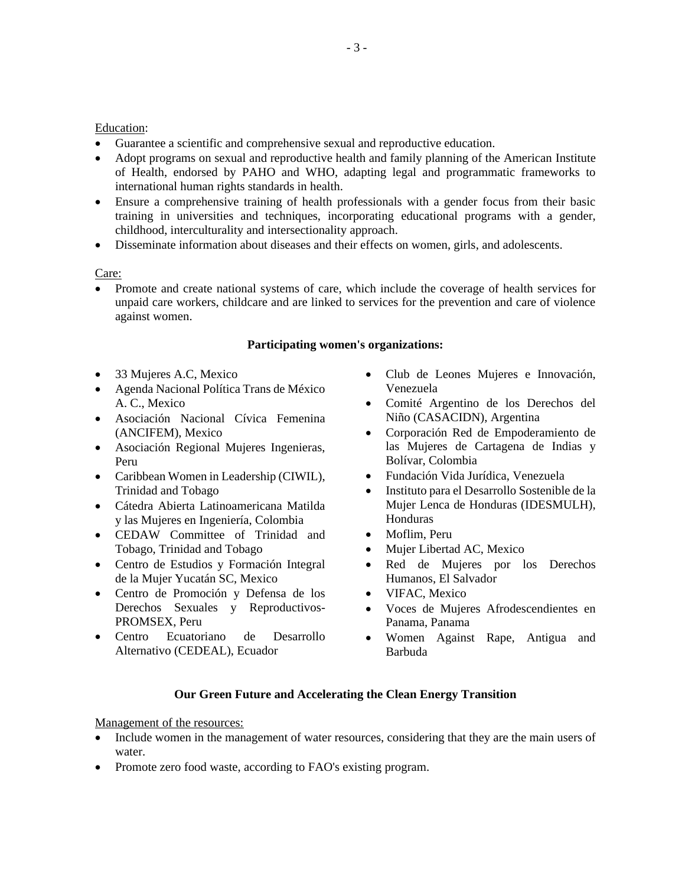Education:

- Guarantee a scientific and comprehensive sexual and reproductive education.
- Adopt programs on sexual and reproductive health and family planning of the American Institute of Health, endorsed by PAHO and WHO, adapting legal and programmatic frameworks to international human rights standards in health.
- Ensure a comprehensive training of health professionals with a gender focus from their basic training in universities and techniques, incorporating educational programs with a gender, childhood, interculturality and intersectionality approach.
- Disseminate information about diseases and their effects on women, girls, and adolescents.

Care:

- Promote and create national systems of care, which include the coverage of health services for unpaid care workers, childcare and are linked to services for the prevention and care of violence against women.

**Participating women's organizations:**

- 33 Mujeres A.C, Mexico
- Agenda Nacional Política Trans de México A. C., Mexico
- Asociación Nacional Cívica Femenina (ANCIFEM), Mexico
- Asociación Regional Mujeres Ingenieras, Peru
- Caribbean Women in Leadership (CIWIL), Trinidad and Tobago
- Cátedra Abierta Latinoamericana Matilda y las Mujeres en Ingeniería, Colombia
- CEDAW Committee of Trinidad and Tobago, Trinidad and Tobago
- Centro de Estudios y Formación Integral de la Mujer Yucatán SC, Mexico
- Centro de Promoción y Defensa de los Derechos Sexuales y Reproductivos-PROMSEX, Peru
- Centro Ecuatoriano de Desarrollo Alternativo (CEDEAL), Ecuador
- Club de Leones Mujeres e Innovación, Venezuela
- Comité Argentino de los Derechos del Niño (CASACIDN), Argentina
- Corporación Red de Empoderamiento de las Mujeres de Cartagena de Indias y Bolívar, Colombia
- Fundación Vida Jurídica, Venezuela
- Instituto para el Desarrollo Sostenible de la Mujer Lenca de Honduras (IDESMULH), Honduras
- Moflim, Peru
- Mujer Libertad AC, Mexico
- Red de Mujeres por los Derechos Humanos, El Salvador
- VIFAC, Mexico
- Voces de Mujeres Afrodescendientes en Panama, Panama
- Women Against Rape, Antigua and Barbuda

**Our Green Future and Accelerating the Clean Energy Transition**

Management of the resources:

- Include women in the management of water resources, considering that they are the main users of water.
- Promote zero food waste, according to FAO's existing program.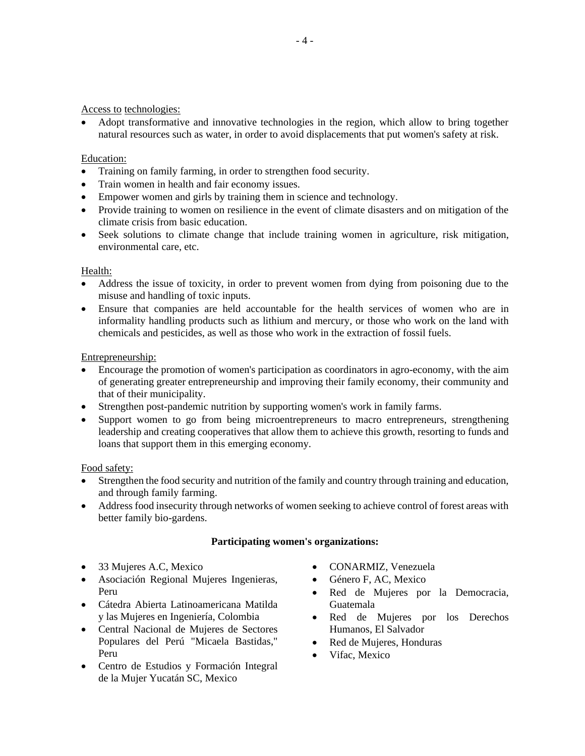Access to technologies:

- Adopt transformative and innovative technologies in the region, which allow to bring together natural resources such as water, in order to avoid displacements that put women's safety at risk.

Education:

- Training on family farming, in order to strengthen food security.
- Train women in health and fair economy issues.
- Empower women and girls by training them in science and technology.
- Provide training to women on resilience in the event of climate disasters and on mitigation of the climate crisis from basic education.
- Seek solutions to climate change that include training women in agriculture, risk mitigation, environmental care, etc.

Health:

- Address the issue of toxicity, in order to prevent women from dying from poisoning due to the misuse and handling of toxic inputs.
- Ensure that companies are held accountable for the health services of women who are in informality handling products such as lithium and mercury, or those who work on the land with chemicals and pesticides, as well as those who work in the extraction of fossil fuels.

Entrepreneurship:

- Encourage the promotion of women's participation as coordinators in agro-economy, with the aim of generating greater entrepreneurship and improving their family economy, their community and that of their municipality.
- Strengthen post-pandemic nutrition by supporting women's work in family farms.
- Support women to go from being microentrepreneurs to macro entrepreneurs, strengthening leadership and creating cooperatives that allow them to achieve this growth, resorting to funds and loans that support them in this emerging economy.

Food safety:

- Strengthen the food security and nutrition of the family and country through training and education, and through family farming.
- Address food insecurity through networks of women seeking to achieve control of forest areas with better family bio-gardens.

**Participating women's organizations:**

- 33 Mujeres A.C, Mexico
- Asociación Regional Mujeres Ingenieras, Peru
- Cátedra Abierta Latinoamericana Matilda y las Mujeres en Ingeniería, Colombia
- Central Nacional de Mujeres de Sectores Populares del Perú "Micaela Bastidas," Peru
- Centro de Estudios y Formación Integral de la Mujer Yucatán SC, Mexico
- CONARMIZ, Venezuela
- Género F, AC, Mexico
- Red de Mujeres por la Democracia, Guatemala
- Red de Mujeres por los Derechos Humanos, El Salvador
- Red de Mujeres, Honduras
- Vifac, Mexico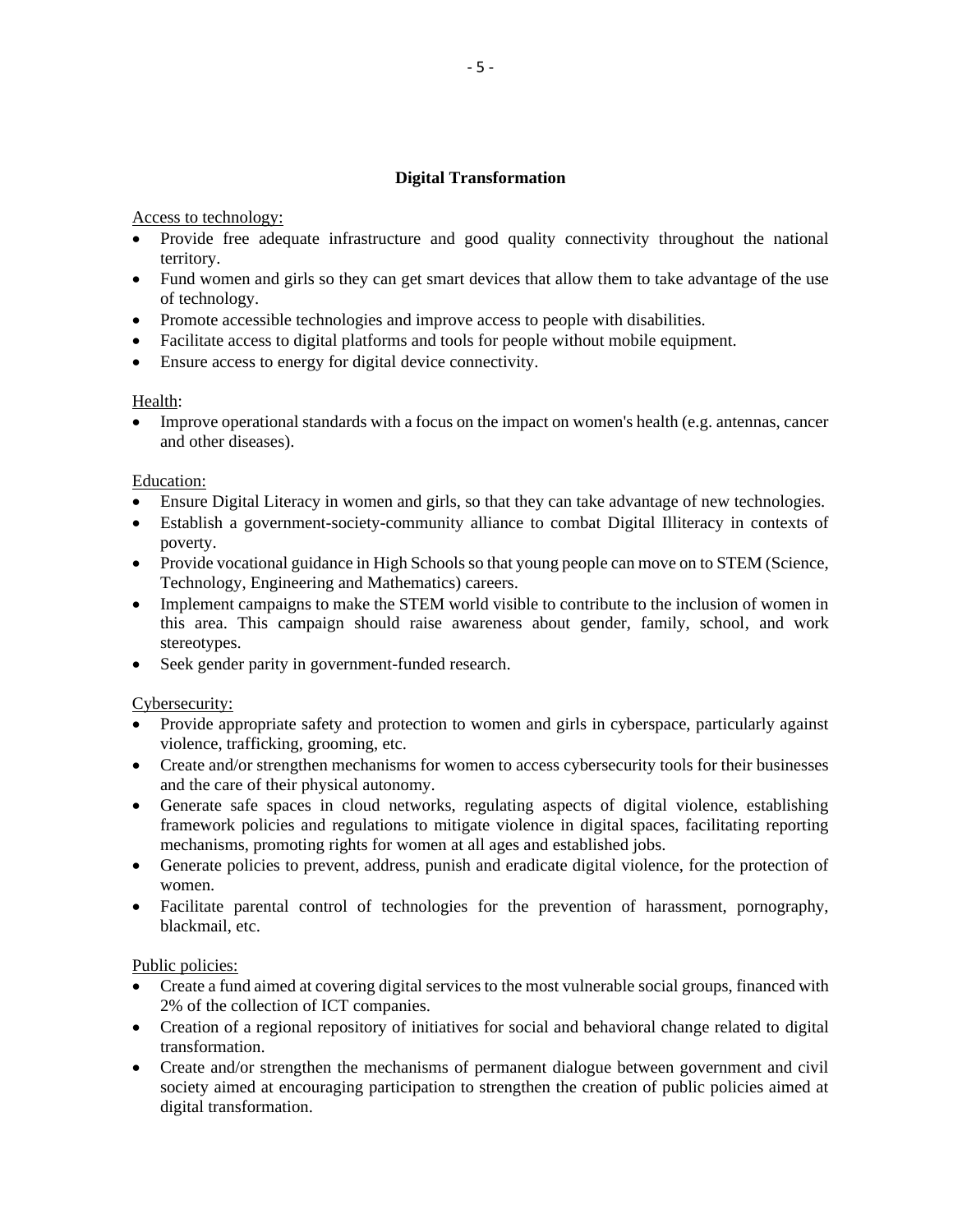## Digital Transformation

Access to technology:

- Provide free adequate infrastructure and good quality connectivity throughout the national territory.
- Fund women and girls so they can get smart devices that allow them to take advantage of the use of technology.
- Promote accessible technologies and improve access to people with disabilities.
- Facilitate access to digital platforms and tools for people without mobile equipment.
- Ensure access to energy for digital device connectivity.

Health:

- Improve operational standards with a focus on the impact on women's health (e.g. antennas, cancer and other diseases).

Education:

- Ensure Digital Literacy in women and girls, so that they can take advantage of new technologies.
- Establish a government-society-community alliance to combat Digital Illiteracy in contexts of poverty.
- Provide vocational guidance in High Schools so that young people can move on to STEM (Science, Technology, Engineering and Mathematics) careers.
- Implement campaigns to make the STEM world visible to contribute to the inclusion of women in this area. This campaign should raise awareness about gender, family, school, and work stereotypes.
- Seek gender parity in government-funded research.

Cybersecurity:

- Provide appropriate safety and protection to women and girls in cyberspace, particularly against violence, trafficking, grooming, etc.
- Create and/or strengthen mechanisms for women to access cybersecurity tools for their businesses and the care of their physical autonomy.
- Generate safe spaces in cloud networks, regulating aspects of digital violence, establishing framework policies and regulations to mitigate violence in digital spaces, facilitating reporting mechanisms, promoting rights for women at all ages and established jobs.
- Generate policies to prevent, address, punish and eradicate digital violence, for the protection of women.
- Facilitate parental control of technologies for the prevention of harassment, pornography, blackmail, etc.

Public policies:

- Create a fund aimed at covering digital services to the most vulnerable social groups, financed with 2% of the collection of ICT companies.
- Creation of a regional repository of initiatives for social and behavioral change related to digital transformation.
- Create and/or strengthen the mechanisms of permanent dialogue between government and civil society aimed at encouraging participation to strengthen the creation of public policies aimed at digital transformation.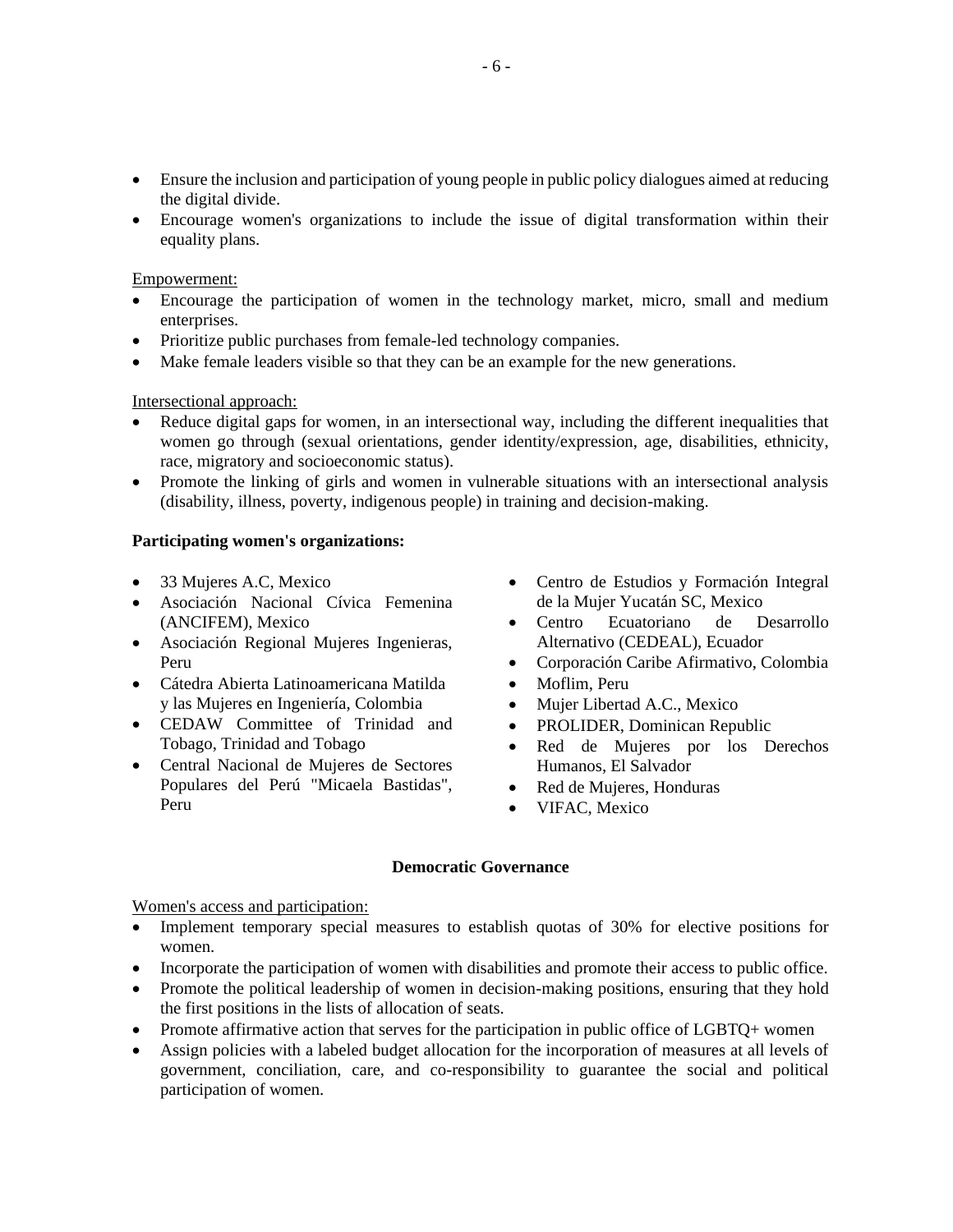- Ensure the inclusion and participation of young people in public policy dialogues aimed at reducing the digital divide.
- Encourage women's organizations to include the issue of digital transformation within their equality plans.

Empowerment:

- Encourage the participation of women in the technology market, micro, small and medium enterprises.
- Prioritize public purchases from female-led technology companies.
- Make female leaders visible so that they can be an example for the new generations.

Intersectional approach:

- Reduce digital gaps for women, in an intersectional way, including the different inequalities that women go through (sexual orientations, gender identity/expression, age, disabilities, ethnicity, race, migratory and socioeconomic status).
- Promote the linking of girls and women in vulnerable situations with an intersectional analysis (disability, illness, poverty, indigenous people) in training and decision-making.

**Participating women's organizations:**

- 33 Mujeres A.C, Mexico
- Asociación Nacional Cívica Femenina (ANCIFEM), Mexico
- Asociación Regional Mujeres Ingenieras, Peru
- Cátedra Abierta Latinoamericana Matilda y las Mujeres en Ingeniería, Colombia
- CEDAW Committee of Trinidad and Tobago, Trinidad and Tobago
- Central Nacional de Mujeres de Sectores Populares del Perú "Micaela Bastidas", Peru
- Centro de Estudios y Formación Integral de la Mujer Yucatán SC, Mexico
- Centro Ecuatoriano de Desarrollo Alternativo (CEDEAL), Ecuador
- Corporación Caribe Afirmativo, Colombia
- Moflim, Peru
- Mujer Libertad A.C., Mexico
- PROLIDER, Dominican Republic
- Red de Mujeres por los Derechos Humanos, El Salvador
- Red de Mujeres, Honduras
- VIFAC, Mexico

**Democratic Governance**

Women's access and participation:

- Implement temporary special measures to establish quotas of 30% for elective positions for women.
- Incorporate the participation of women with disabilities and promote their access to public office.
- Promote the political leadership of women in decision-making positions, ensuring that they hold the first positions in the lists of allocation of seats.
- Promote affirmative action that serves for the participation in public office of LGBTQ+ women
- Assign policies with a labeled budget allocation for the incorporation of measures at all levels of government, conciliation, care, and co-responsibility to guarantee the social and political participation of women.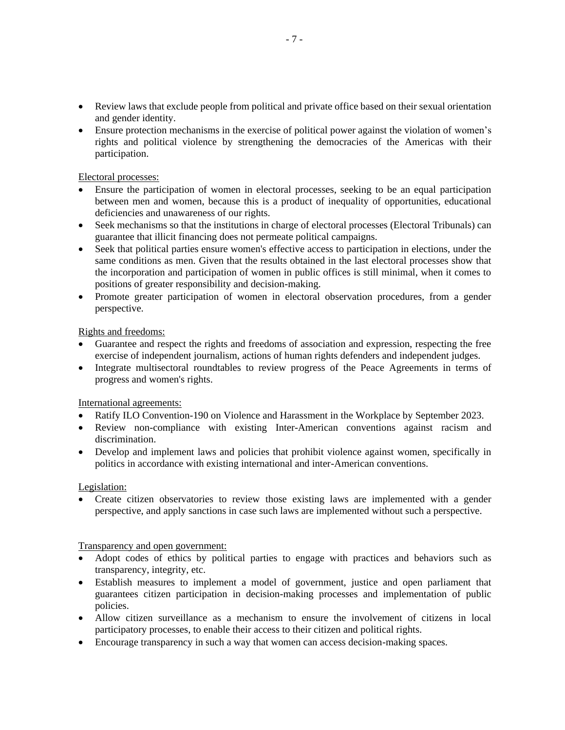- Review laws that exclude people from political and private office based on their sexual orientation and gender identity.
- Ensure protection mechanisms in the exercise of political power against the violation of women's rights and political violence by strengthening the democracies of the Americas with their participation.

<u>Electoral processes:</u>

- Ensure the participation of women in electoral processes, seeking to be an equal participation between men and women, because this is a product of inequality of opportunities, educational deficiencies and unawareness of our rights.
- Seek mechanisms so that the institutions in charge of electoral processes (Electoral Tribunals) can guarantee that illicit financing does not permeate political campaigns.
- Seek that political parties ensure women's effective access to participation in elections, under the same conditions as men. Given that the results obtained in the last electoral processes show that the incorporation and participation of women in public offices is still minimal, when it comes to positions of greater responsibility and decision-making.
- Promote greater participation of women in electoral observation procedures, from a gender perspective.

<u>Rights and freedoms:</u>

- Guarantee and respect the rights and freedoms of association and expression, respecting the free exercise of independent journalism, actions of human rights defenders and independent judges.
- Integrate multisectoral roundtables to review progress of the Peace Agreements in terms of progress and women's rights.

<u>International agreements:</u>

- Ratify ILO Convention-190 on Violence and Harassment in the Workplace by September 2023.
- Review non-compliance with existing Inter-American conventions against racism and discrimination.
- Develop and implement laws and policies that prohibit violence against women, specifically in politics in accordance with existing international and inter-American conventions.

<u>Legislation:</u>

- Create citizen observatories to review those existing laws are implemented with a gender perspective, and apply sanctions in case such laws are implemented without such a perspective.

<u>Transparency and open government:</u>

- Adopt codes of ethics by political parties to engage with practices and behaviors such as transparency, integrity, etc.
- Establish measures to implement a model of government, justice and open parliament that guarantees citizen participation in decision-making processes and implementation of public policies.
- Allow citizen surveillance as a mechanism to ensure the involvement of citizens in local participatory processes, to enable their access to their citizen and political rights.
- Encourage transparency in such a way that women can access decision-making spaces.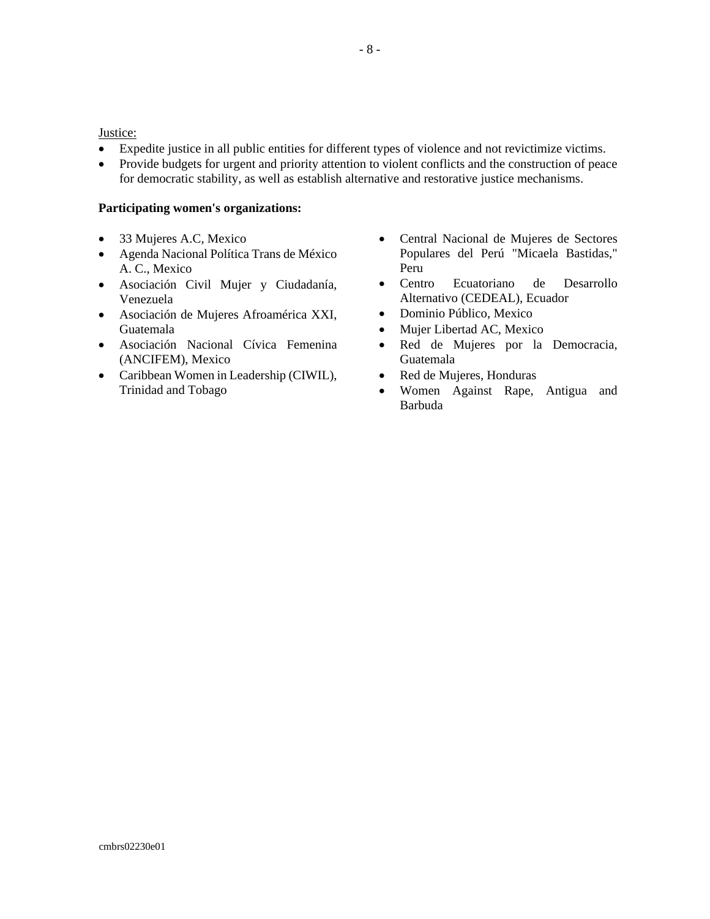<u>Justice:</u>

- Expedite justice in all public entities for different types of violence and not revictimize victims.
- Provide budgets for urgent and priority attention to violent conflicts and the construction of peace for democratic stability, as well as establish alternative and restorative justice mechanisms.

**Participating women's organizations:**

- 33 Mujeres A.C, Mexico
- Agenda Nacional Política Trans de México A. C., Mexico
- Asociación Civil Mujer y Ciudadanía, Venezuela
- Asociación de Mujeres Afroamérica XXI, Guatemala
- Asociación Nacional Cívica Femenina (ANCIFEM), Mexico
- Caribbean Women in Leadership (CIWIL), Trinidad and Tobago
- Central Nacional de Mujeres de Sectores Populares del Perú "Micaela Bastidas," Peru
- Centro Ecuatoriano de Desarrollo Alternativo (CEDEAL), Ecuador
- Dominio Público, Mexico
- Mujer Libertad AC, Mexico
- Red de Mujeres por la Democracia, Guatemala
- Red de Mujeres, Honduras
- Women Against Rape, Antigua and Barbuda

cmbrs02230e01